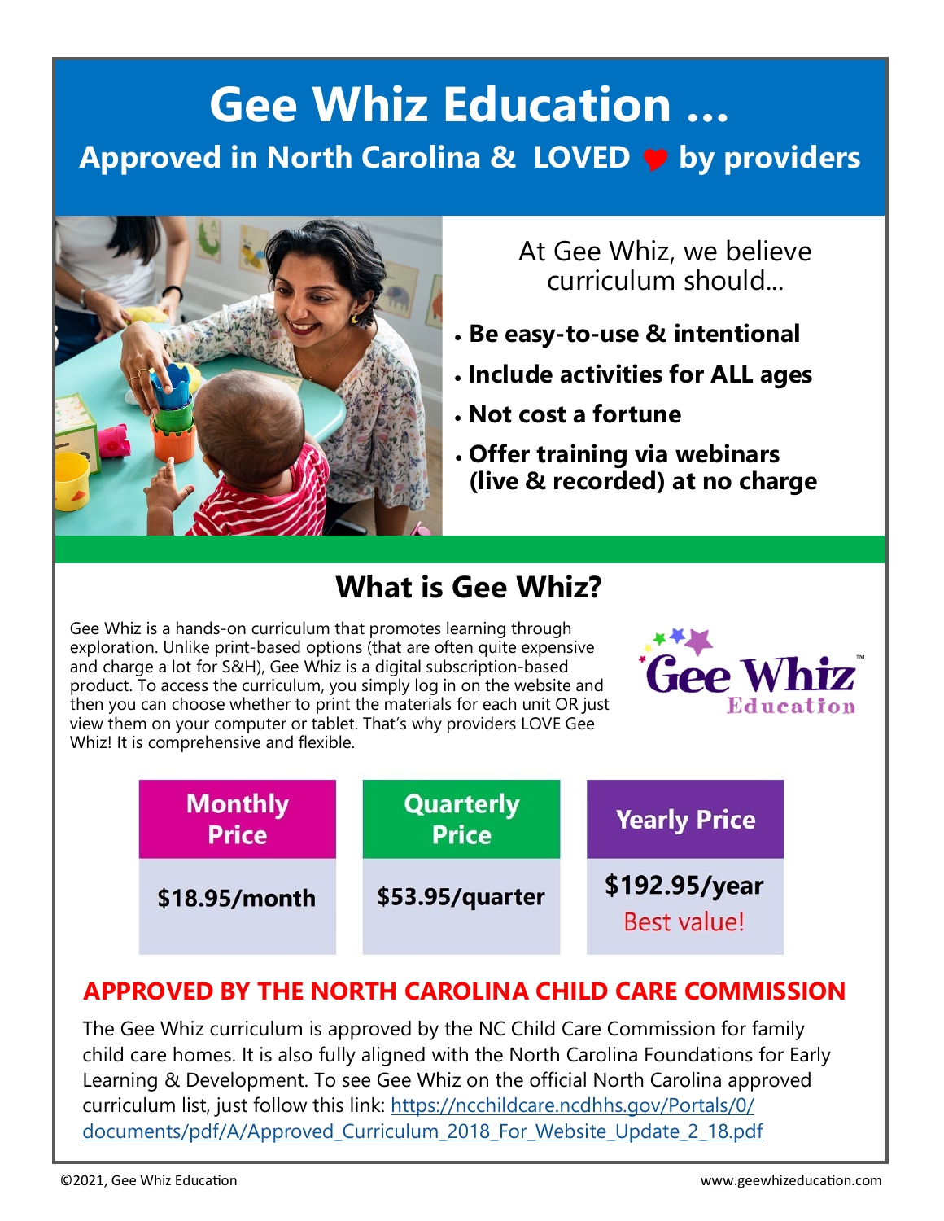# Gee Whiz Education …

## Approved in North Carolina & LOVED ♥ by providers

At Gee Whiz, we believe curriculum should...

- **Be easy-to-use & intentional**
- **Include activities for ALL ages**
- **Not cost a fortune**
- **Offer training via webinars (live & recorded) at no charge**

## What is Gee Whiz?

Gee Whiz is a hands-on curriculum that promotes learning through exploration. Unlike print-based options (that are often quite expensive and charge a lot for S&H), Gee Whiz is a digital subscription-based product. To access the curriculum, you simply log in on the website and then you can choose whether to print the materials for each unit OR just view them on your computer or tablet. That's why providers LOVE Gee Whiz! It is comprehensive and flexible.

Gee Whiz™ Education

| Monthly Price | Quarterly Price | Yearly Price |
|---|---|---|
| $18.95/month | $53.95/quarter | $192.95/year Best value! |

## APPROVED BY THE NORTH CAROLINA CHILD CARE COMMISSION

The Gee Whiz curriculum is approved by the NC Child Care Commission for family child care homes. It is also fully aligned with the North Carolina Foundations for Early Learning & Development. To see Gee Whiz on the official North Carolina approved curriculum list, just follow this link: https://ncchildcare.ncdhhs.gov/Portals/0/documents/pdf/A/Approved_Curriculum_2018_For_Website_Update_2_18.pdf

©2021, Gee Whiz Education    www.geewhizeducation.com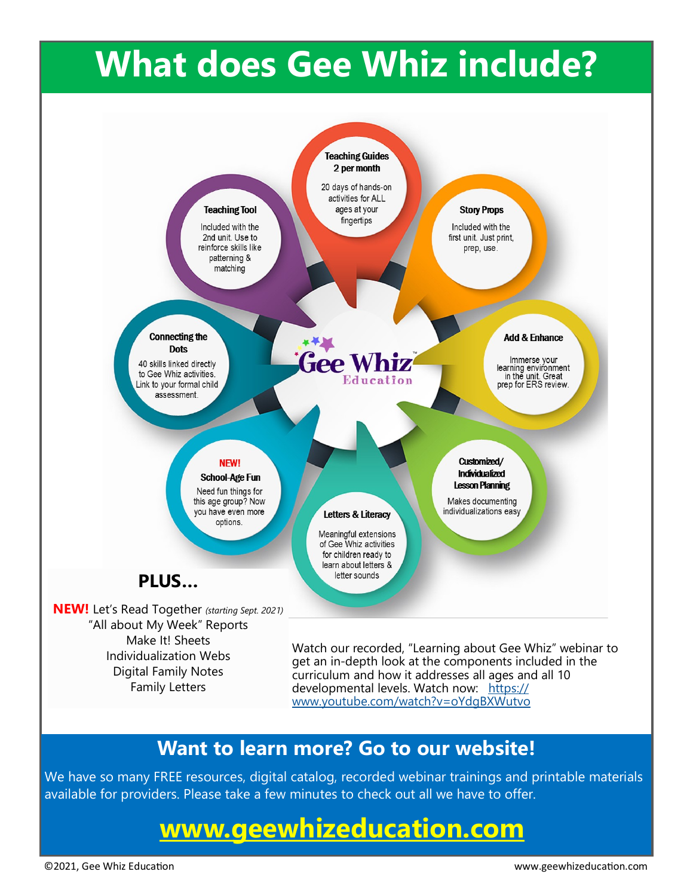# What does Gee Whiz include?

Gee Whiz™ Education

**Teaching Guides 2 per month**

20 days of hands-on activities for ALL ages at your fingertips

**Story Props**

Included with the first unit. Just print, prep, use.

**Add & Enhance**

Immerse your learning environment in the unit. Great prep for ERS review.

**Customized/ Individualized Lesson Planning**

Makes documenting individualizations easy

**Letters & Literacy**

Meaningful extensions of Gee Whiz activities for children ready to learn about letters & letter sounds

**NEW! School-Age Fun**

Need fun things for this age group? Now you have even more options.

**Connecting the Dots**

40 skills linked directly to Gee Whiz activities. Link to your formal child assessment.

**Teaching Tool**

Included with the 2nd unit. Use to reinforce skills like patterning & matching

## PLUS…

**NEW!** Let's Read Together *(starting Sept. 2021)*
"All about My Week" Reports
Make It! Sheets
Individualization Webs
Digital Family Notes
Family Letters

Watch our recorded, "Learning about Gee Whiz" webinar to get an in-depth look at the components included in the curriculum and how it addresses all ages and all 10 developmental levels. Watch now: https://www.youtube.com/watch?v=oYdgBXWutvo

## Want to learn more? Go to our website!

We have so many FREE resources, digital catalog, recorded webinar trainings and printable materials available for providers. Please take a few minutes to check out all we have to offer.

**www.geewhizeducation.com**

©2021, Gee Whiz Education